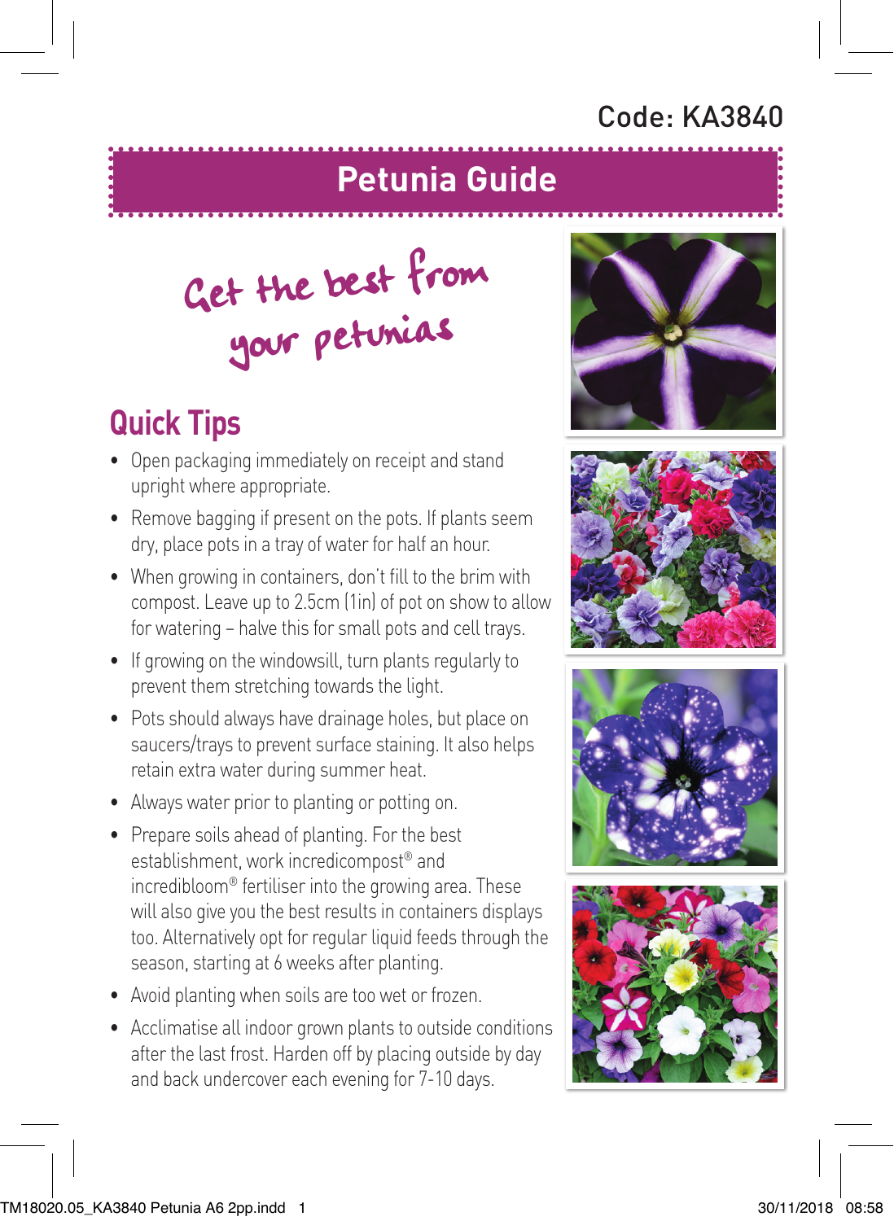Code: KA3840

# Petunia Guide

Get the best from your petunias

## Quick Tips

- Open packaging immediately on receipt and stand upright where appropriate.
- Remove bagging if present on the pots. If plants seem dry, place pots in a tray of water for half an hour.
- When growing in containers, don't fill to the brim with compost. Leave up to 2.5cm (1in) of pot on show to allow for watering – halve this for small pots and cell trays.
- If growing on the windowsill, turn plants regularly to prevent them stretching towards the light.
- Pots should always have drainage holes, but place on saucers/trays to prevent surface staining. It also helps retain extra water during summer heat.
- Always water prior to planting or potting on.
- Prepare soils ahead of planting. For the best establishment, work incredicompost® and incredibloom® fertiliser into the growing area. These will also give you the best results in containers displays too. Alternatively opt for regular liquid feeds through the season, starting at 6 weeks after planting.
- Avoid planting when soils are too wet or frozen.
- Acclimatise all indoor grown plants to outside conditions after the last frost. Harden off by placing outside by day and back undercover each evening for 7-10 days.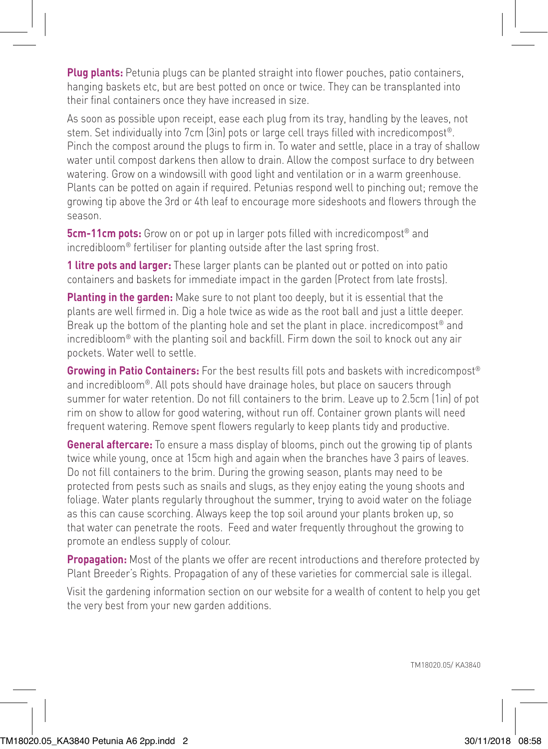**Plug plants:** Petunia plugs can be planted straight into flower pouches, patio containers, hanging baskets etc, but are best potted on once or twice. They can be transplanted into their final containers once they have increased in size.

As soon as possible upon receipt, ease each plug from its tray, handling by the leaves, not stem. Set individually into 7cm (3in) pots or large cell trays filled with incredicompost®. Pinch the compost around the plugs to firm in. To water and settle, place in a tray of shallow water until compost darkens then allow to drain. Allow the compost surface to dry between watering. Grow on a windowsill with good light and ventilation or in a warm greenhouse. Plants can be potted on again if required. Petunias respond well to pinching out; remove the growing tip above the 3rd or 4th leaf to encourage more sideshoots and flowers through the season.

**5cm-11cm pots:** Grow on or pot up in larger pots filled with incredicompost® and incredibloom® fertiliser for planting outside after the last spring frost.

**1 litre pots and larger:** These larger plants can be planted out or potted on into patio containers and baskets for immediate impact in the garden (Protect from late frosts).

**Planting in the garden:** Make sure to not plant too deeply, but it is essential that the plants are well firmed in. Dig a hole twice as wide as the root ball and just a little deeper. Break up the bottom of the planting hole and set the plant in place. incredicompost® and incredibloom® with the planting soil and backfill. Firm down the soil to knock out any air pockets. Water well to settle.

**Growing in Patio Containers:** For the best results fill pots and baskets with incredicompost® and incredibloom®. All pots should have drainage holes, but place on saucers through summer for water retention. Do not fill containers to the brim. Leave up to 2.5cm (1in) of pot rim on show to allow for good watering, without run off. Container grown plants will need frequent watering. Remove spent flowers regularly to keep plants tidy and productive.

**General aftercare:** To ensure a mass display of blooms, pinch out the growing tip of plants twice while young, once at 15cm high and again when the branches have 3 pairs of leaves. Do not fill containers to the brim. During the growing season, plants may need to be protected from pests such as snails and slugs, as they enjoy eating the young shoots and foliage. Water plants regularly throughout the summer, trying to avoid water on the foliage as this can cause scorching. Always keep the top soil around your plants broken up, so that water can penetrate the roots. Feed and water frequently throughout the growing to promote an endless supply of colour.

**Propagation:** Most of the plants we offer are recent introductions and therefore protected by Plant Breeder's Rights. Propagation of any of these varieties for commercial sale is illegal.

Visit the gardening information section on our website for a wealth of content to help you get the very best from your new garden additions.

TM18020.05/ KA3840